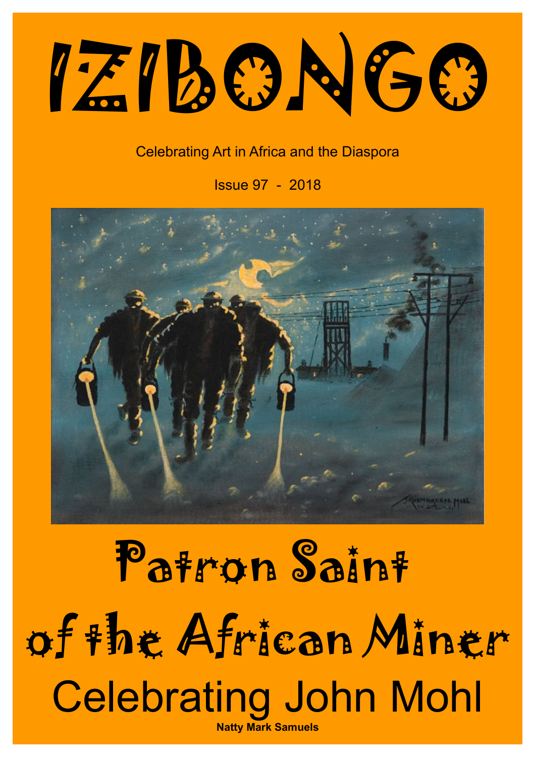# IZIBONGO

Celebrating Art in Africa and the Diaspora

Issue 97 - 2018

# Patron Saint of the African Miner

## Celebrating John Mohl

**Natty Mark Samuels**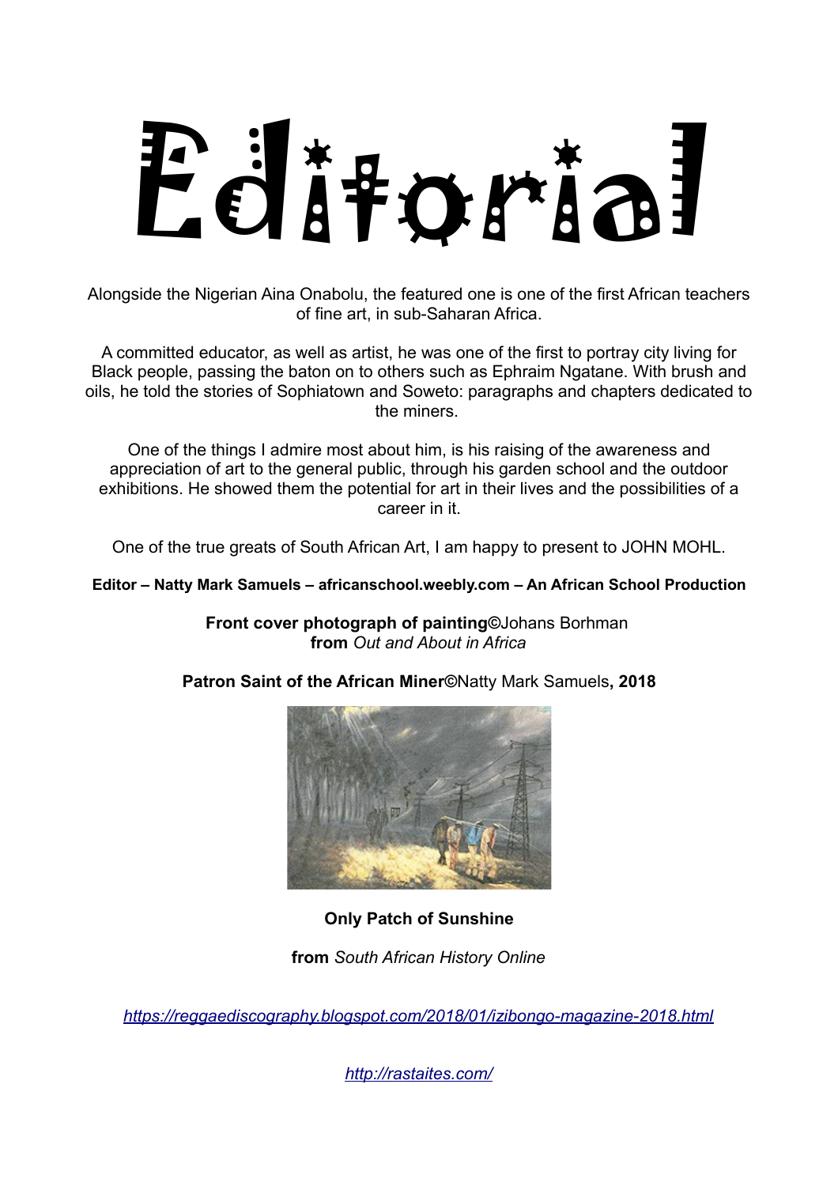# Editorial

Alongside the Nigerian Aina Onabolu, the featured one is one of the first African teachers of fine art, in sub-Saharan Africa.

A committed educator, as well as artist, he was one of the first to portray city living for Black people, passing the baton on to others such as Ephraim Ngatane. With brush and oils, he told the stories of Sophiatown and Soweto: paragraphs and chapters dedicated to the miners.

One of the things I admire most about him, is his raising of the awareness and appreciation of art to the general public, through his garden school and the outdoor exhibitions. He showed them the potential for art in their lives and the possibilities of a career in it.

One of the true greats of South African Art, I am happy to present to JOHN MOHL.

**Editor – Natty Mark Samuels – africanschool.weebly.com – An African School Production**

**Front cover photograph of painting**©Johans Borhman
**from** *Out and About in Africa*

**Patron Saint of the African Miner**©Natty Mark Samuels**, 2018**

**Only Patch of Sunshine**

**from** *South African History Online*

*https://reggaediscography.blogspot.com/2018/01/izibongo-magazine-2018.html*

*http://rastaites.com/*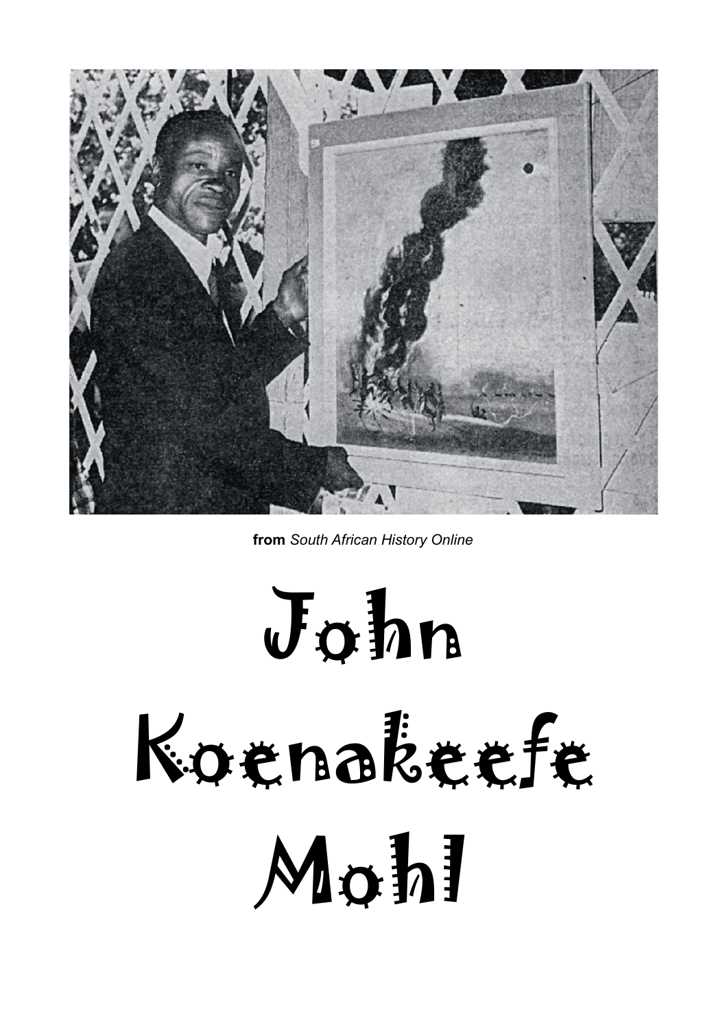**from** *South African History Online*

# John Koenakeefe Mohl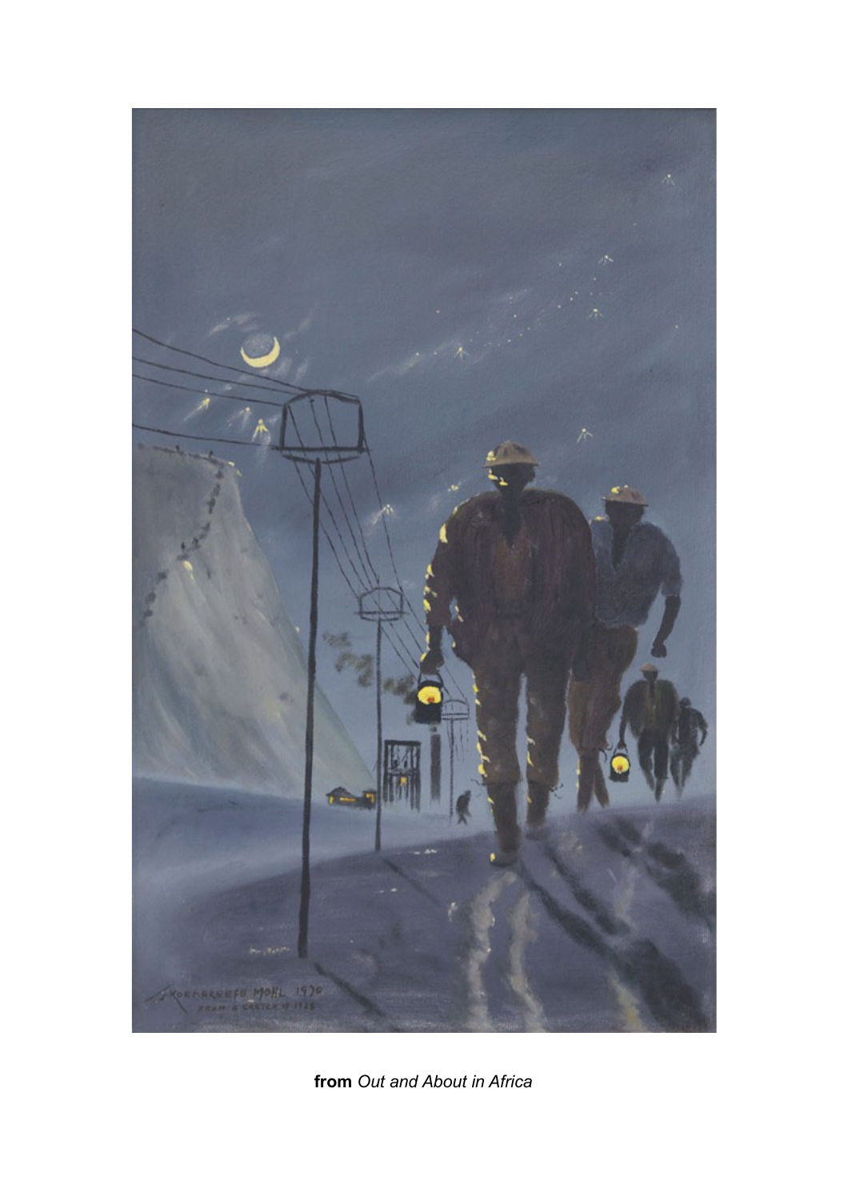**from** *Out and About in Africa*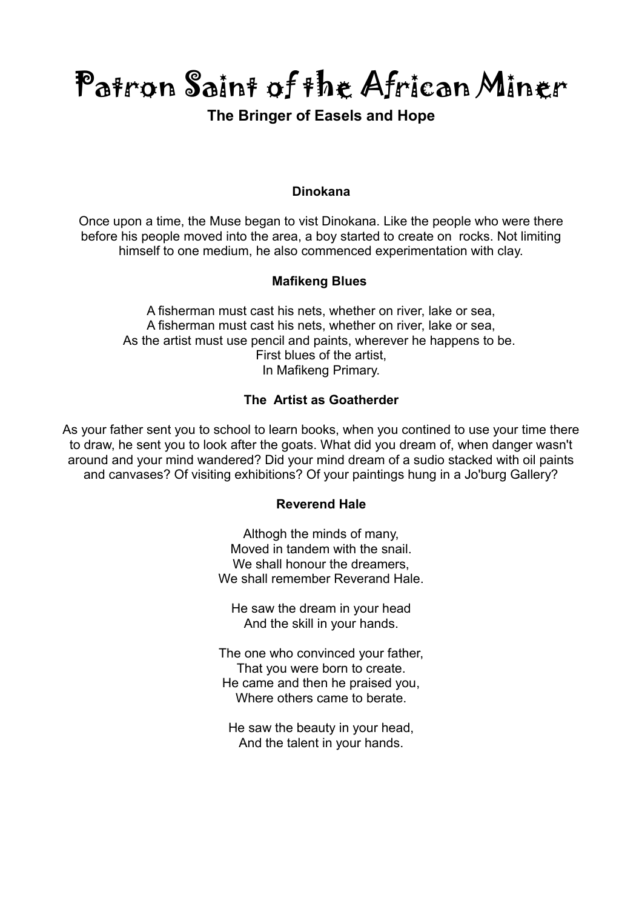# Patron Saint of the African Miner

## The Bringer of Easels and Hope

### Dinokana

Once upon a time, the Muse began to vist Dinokana. Like the people who were there before his people moved into the area, a boy started to create on rocks. Not limiting himself to one medium, he also commenced experimentation with clay.

### Mafikeng Blues

A fisherman must cast his nets, whether on river, lake or sea,
A fisherman must cast his nets, whether on river, lake or sea,
As the artist must use pencil and paints, wherever he happens to be.
First blues of the artist,
In Mafikeng Primary.

### The Artist as Goatherder

As your father sent you to school to learn books, when you contined to use your time there to draw, he sent you to look after the goats. What did you dream of, when danger wasn't around and your mind wandered? Did your mind dream of a sudio stacked with oil paints and canvases? Of visiting exhibitions? Of your paintings hung in a Jo'burg Gallery?

### Reverend Hale

Althogh the minds of many,
Moved in tandem with the snail.
We shall honour the dreamers,
We shall remember Reverand Hale.

He saw the dream in your head
And the skill in your hands.

The one who convinced your father,
That you were born to create.
He came and then he praised you,
Where others came to berate.

He saw the beauty in your head,
And the talent in your hands.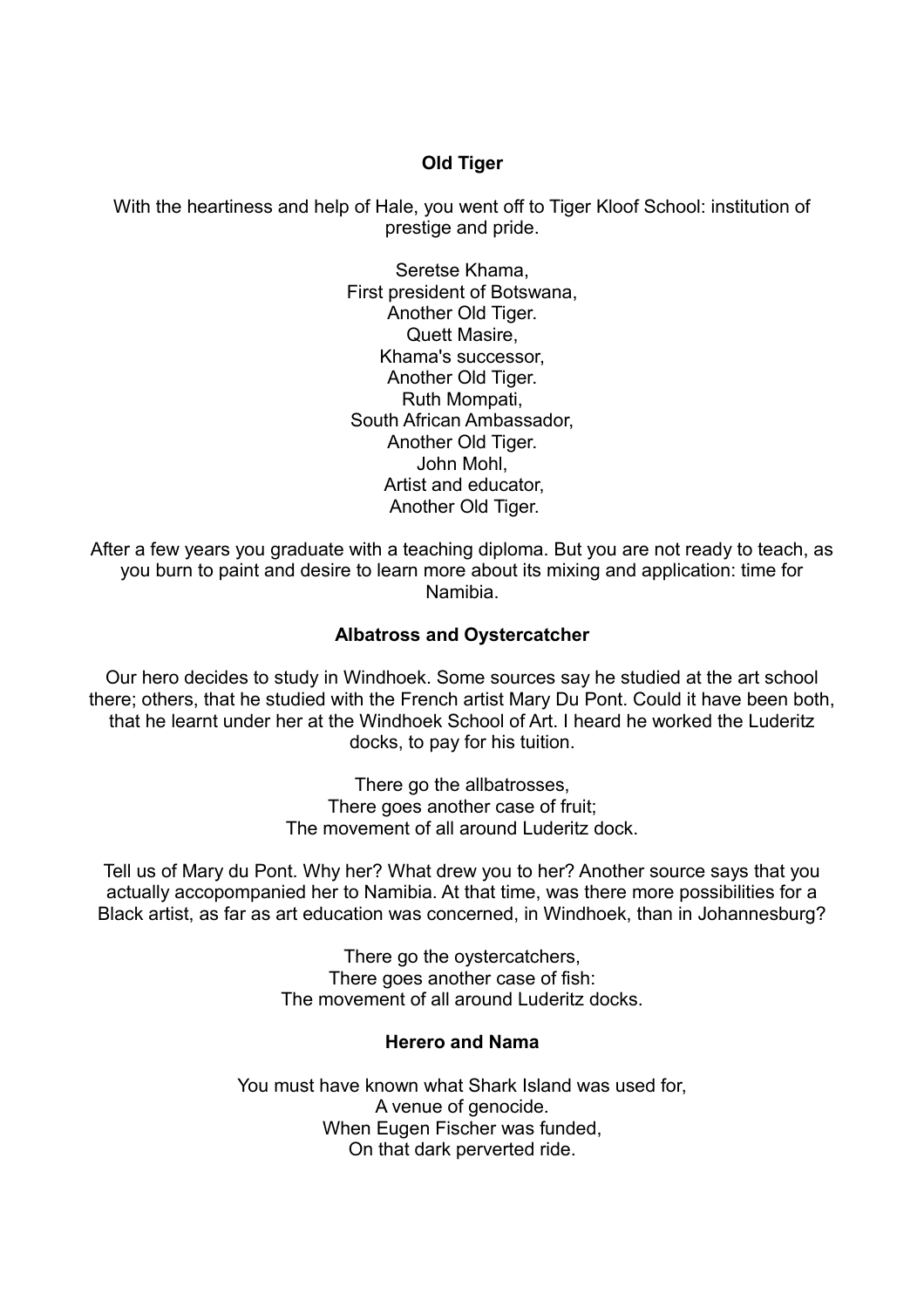**Old Tiger**

With the heartiness and help of Hale, you went off to Tiger Kloof School: institution of prestige and pride.

Seretse Khama,
First president of Botswana,
Another Old Tiger.
Quett Masire,
Khama's successor,
Another Old Tiger.
Ruth Mompati,
South African Ambassador,
Another Old Tiger.
John Mohl,
Artist and educator,
Another Old Tiger.

After a few years you graduate with a teaching diploma. But you are not ready to teach, as you burn to paint and desire to learn more about its mixing and application: time for Namibia.

**Albatross and Oystercatcher**

Our hero decides to study in Windhoek. Some sources say he studied at the art school there; others, that he studied with the French artist Mary Du Pont. Could it have been both, that he learnt under her at the Windhoek School of Art. I heard he worked the Luderitz docks, to pay for his tuition.

There go the allbatrosses,
There goes another case of fruit;
The movement of all around Luderitz dock.

Tell us of Mary du Pont. Why her? What drew you to her? Another source says that you actually accopompanied her to Namibia. At that time, was there more possibilities for a Black artist, as far as art education was concerned, in Windhoek, than in Johannesburg?

There go the oystercatchers,
There goes another case of fish:
The movement of all around Luderitz docks.

**Herero and Nama**

You must have known what Shark Island was used for,
A venue of genocide.
When Eugen Fischer was funded,
On that dark perverted ride.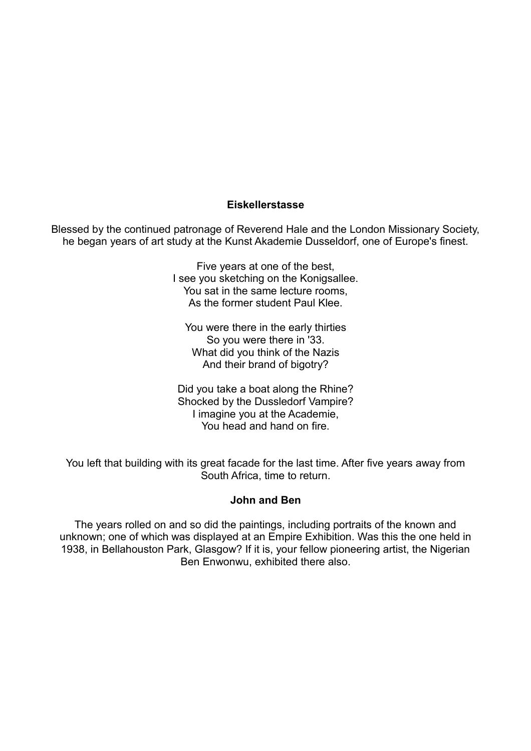**Eiskellerstasse**

Blessed by the continued patronage of Reverend Hale and the London Missionary Society, he began years of art study at the Kunst Akademie Dusseldorf, one of Europe's finest.

Five years at one of the best,
I see you sketching on the Konigsallee.
You sat in the same lecture rooms,
As the former student Paul Klee.

You were there in the early thirties
So you were there in '33.
What did you think of the Nazis
And their brand of bigotry?

Did you take a boat along the Rhine?
Shocked by the Dussledorf Vampire?
I imagine you at the Academie,
You head and hand on fire.

You left that building with its great facade for the last time. After five years away from South Africa, time to return.

**John and Ben**

The years rolled on and so did the paintings, including portraits of the known and unknown; one of which was displayed at an Empire Exhibition. Was this the one held in 1938, in Bellahouston Park, Glasgow? If it is, your fellow pioneering artist, the Nigerian Ben Enwonwu, exhibited there also.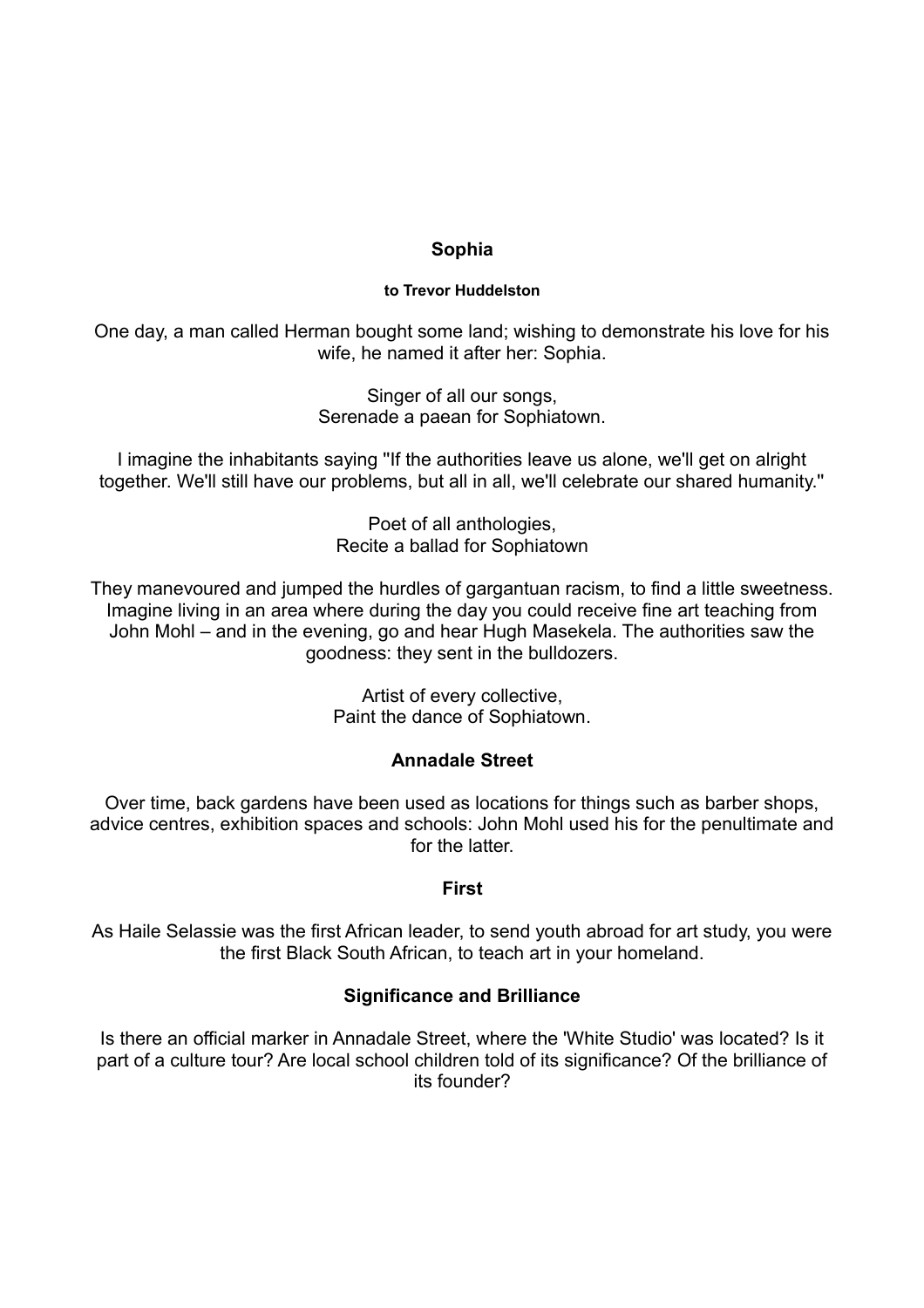## Sophia

**to Trevor Huddelston**

One day, a man called Herman bought some land; wishing to demonstrate his love for his wife, he named it after her: Sophia.

Singer of all our songs,
Serenade a paean for Sophiatown.

I imagine the inhabitants saying "If the authorities leave us alone, we'll get on alright together. We'll still have our problems, but all in all, we'll celebrate our shared humanity."

Poet of all anthologies,
Recite a ballad for Sophiatown

They manevoured and jumped the hurdles of gargantuan racism, to find a little sweetness. Imagine living in an area where during the day you could receive fine art teaching from John Mohl – and in the evening, go and hear Hugh Masekela. The authorities saw the goodness: they sent in the bulldozers.

Artist of every collective,
Paint the dance of Sophiatown.

## Annadale Street

Over time, back gardens have been used as locations for things such as barber shops, advice centres, exhibition spaces and schools: John Mohl used his for the penultimate and for the latter.

## First

As Haile Selassie was the first African leader, to send youth abroad for art study, you were the first Black South African, to teach art in your homeland.

## Significance and Brilliance

Is there an official marker in Annadale Street, where the 'White Studio' was located? Is it part of a culture tour? Are local school children told of its significance? Of the brilliance of its founder?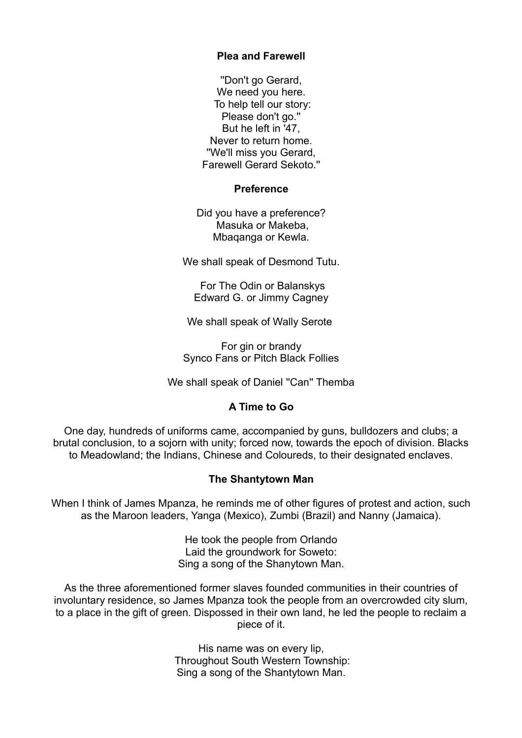**Plea and Farewell**

''Don't go Gerard,
We need you here.
To help tell our story:
Please don't go.''
But he left in '47,
Never to return home.
''We'll miss you Gerard,
Farewell Gerard Sekoto.''

**Preference**

Did you have a preference?
Masuka or Makeba,
Mbaqanga or Kewla.

We shall speak of Desmond Tutu.

For The Odin or Balanskys
Edward G. or Jimmy Cagney

We shall speak of Wally Serote

For gin or brandy
Synco Fans or Pitch Black Follies

We shall speak of Daniel ''Can'' Themba

**A Time to Go**

One day, hundreds of uniforms came, accompanied by guns, bulldozers and clubs; a brutal conclusion, to a sojorn with unity; forced now, towards the epoch of division. Blacks to Meadowland; the Indians, Chinese and Coloureds, to their designated enclaves.

**The Shantytown Man**

When I think of James Mpanza, he reminds me of other figures of protest and action, such as the Maroon leaders, Yanga (Mexico), Zumbi (Brazil) and Nanny (Jamaica).

He took the people from Orlando
Laid the groundwork for Soweto:
Sing a song of the Shanytown Man.

As the three aforementioned former slaves founded communities in their countries of involuntary residence, so James Mpanza took the people from an overcrowded city slum, to a place in the gift of green. Dispossed in their own land, he led the people to reclaim a piece of it.

His name was on every lip,
Throughout South Western Township:
Sing a song of the Shantytown Man.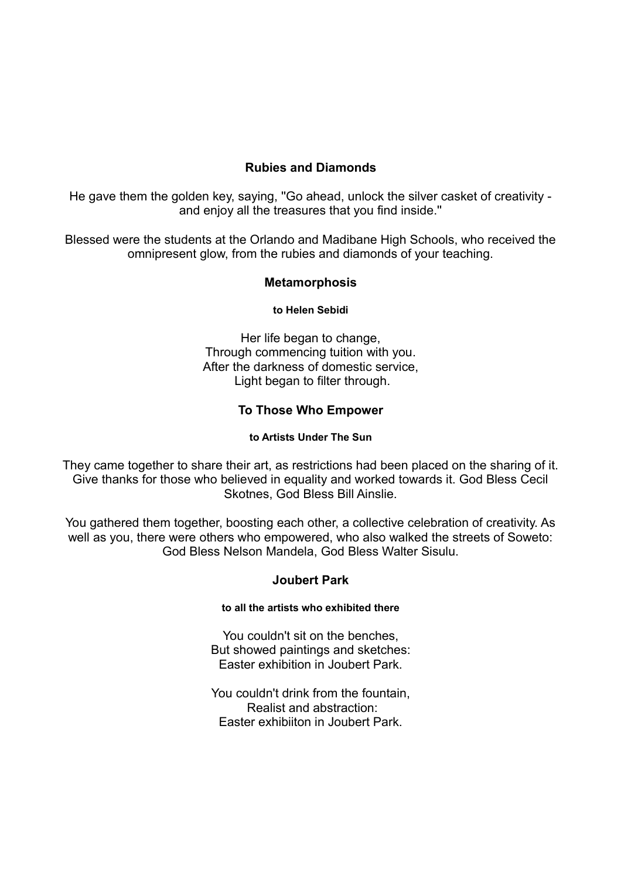## Rubies and Diamonds

He gave them the golden key, saying, "Go ahead, unlock the silver casket of creativity - and enjoy all the treasures that you find inside."

Blessed were the students at the Orlando and Madibane High Schools, who received the omnipresent glow, from the rubies and diamonds of your teaching.

## Metamorphosis

**to Helen Sebidi**

Her life began to change,  
Through commencing tuition with you.  
After the darkness of domestic service,  
Light began to filter through.

## To Those Who Empower

**to Artists Under The Sun**

They came together to share their art, as restrictions had been placed on the sharing of it. Give thanks for those who believed in equality and worked towards it. God Bless Cecil Skotnes, God Bless Bill Ainslie.

You gathered them together, boosting each other, a collective celebration of creativity. As well as you, there were others who empowered, who also walked the streets of Soweto: God Bless Nelson Mandela, God Bless Walter Sisulu.

## Joubert Park

**to all the artists who exhibited there**

You couldn't sit on the benches,  
But showed paintings and sketches:  
Easter exhibition in Joubert Park.

You couldn't drink from the fountain,  
Realist and abstraction:  
Easter exhibiiton in Joubert Park.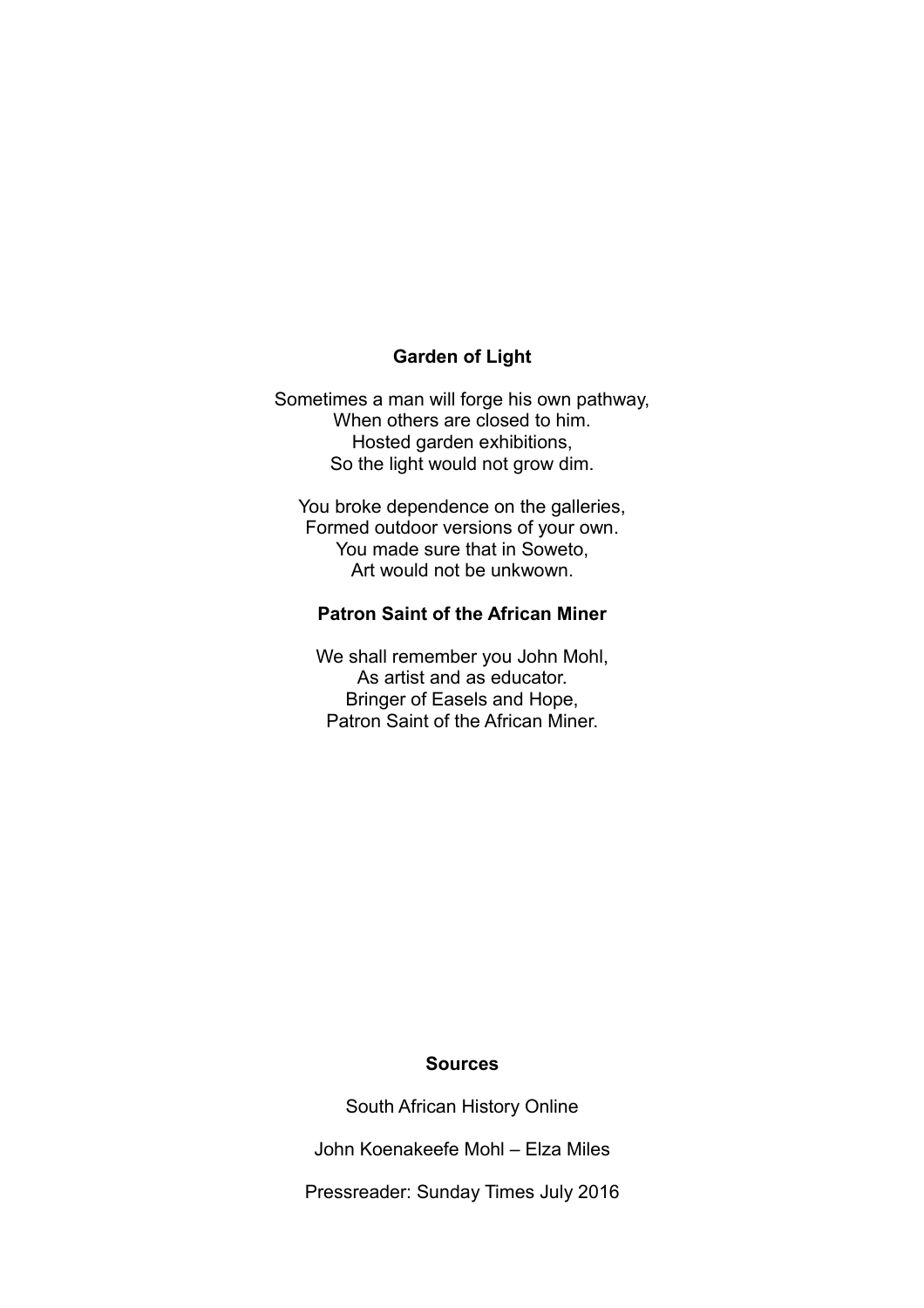**Garden of Light**

Sometimes a man will forge his own pathway,
When others are closed to him.
Hosted garden exhibitions,
So the light would not grow dim.

You broke dependence on the galleries,
Formed outdoor versions of your own.
You made sure that in Soweto,
Art would not be unkwown.

**Patron Saint of the African Miner**

We shall remember you John Mohl,
As artist and as educator.
Bringer of Easels and Hope,
Patron Saint of the African Miner.

**Sources**

South African History Online

John Koenakeefe Mohl – Elza Miles

Pressreader: Sunday Times July 2016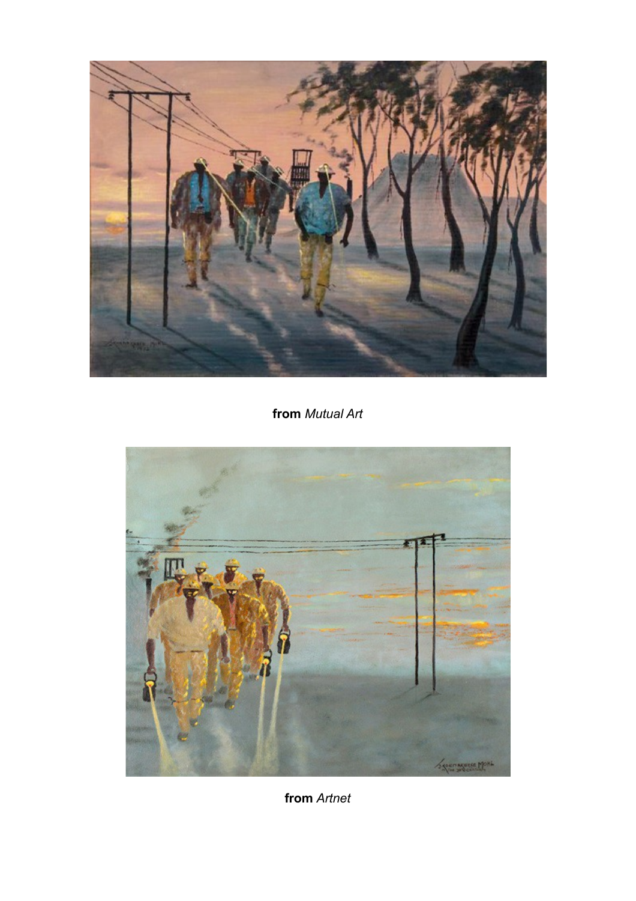**from** *Mutual Art*

**from** *Artnet*